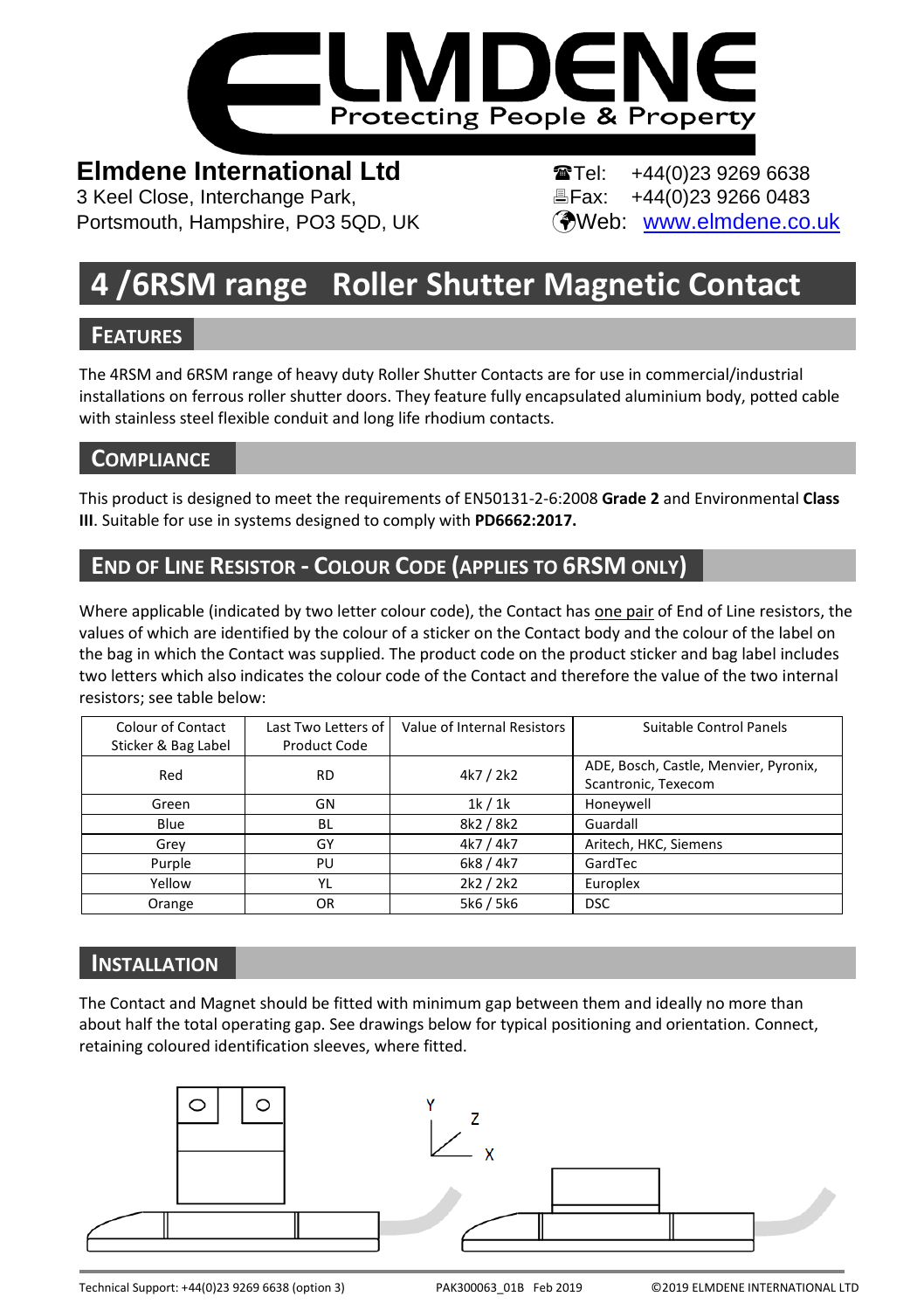# ELMDENE

Protecting People & Property

**Elmdene International Ltd**

3 Keel Close, Interchange Park,
Portsmouth, Hampshire, PO3 5QD, UK

Tel: +44(0)23 9269 6638
Fax: +44(0)23 9266 0483
Web: www.elmdene.co.uk

# 4 /6RSM range Roller Shutter Magnetic Contact

## Features

The 4RSM and 6RSM range of heavy duty Roller Shutter Contacts are for use in commercial/industrial installations on ferrous roller shutter doors. They feature fully encapsulated aluminium body, potted cable with stainless steel flexible conduit and long life rhodium contacts.

## Compliance

This product is designed to meet the requirements of EN50131-2-6:2008 **Grade 2** and Environmental **Class III**. Suitable for use in systems designed to comply with **PD6662:2017.**

## End of Line Resistor - Colour Code (applies to 6RSM only)

Where applicable (indicated by two letter colour code), the Contact has one pair of End of Line resistors, the values of which are identified by the colour of a sticker on the Contact body and the colour of the label on the bag in which the Contact was supplied. The product code on the product sticker and bag label includes two letters which also indicates the colour code of the Contact and therefore the value of the two internal resistors; see table below:

| Colour of Contact Sticker & Bag Label | Last Two Letters of Product Code | Value of Internal Resistors | Suitable Control Panels |
|---|---|---|---|
| Red | RD | 4k7 / 2k2 | ADE, Bosch, Castle, Menvier, Pyronix, Scantronic, Texecom |
| Green | GN | 1k / 1k | Honeywell |
| Blue | BL | 8k2 / 8k2 | Guardall |
| Grey | GY | 4k7 / 4k7 | Aritech, HKC, Siemens |
| Purple | PU | 6k8 / 4k7 | GardTec |
| Yellow | YL | 2k2 / 2k2 | Europlex |
| Orange | OR | 5k6 / 5k6 | DSC |

## Installation

The Contact and Magnet should be fitted with minimum gap between them and ideally no more than about half the total operating gap. See drawings below for typical positioning and orientation. Connect, retaining coloured identification sleeves, where fitted.

Y
Z
X

Technical Support: +44(0)23 9269 6638 (option 3)    PAK300063_01B Feb 2019    ©2019 ELMDENE INTERNATIONAL LTD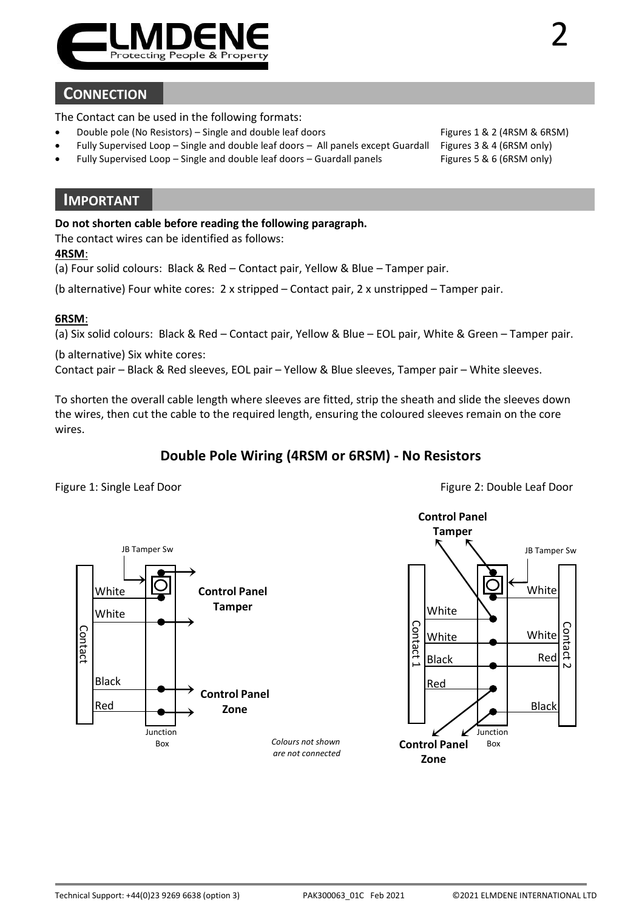## CONNECTION

The Contact can be used in the following formats:

- Double pole (No Resistors) – Single and double leaf doors — Figures 1 & 2 (4RSM & 6RSM)
- Fully Supervised Loop – Single and double leaf doors – All panels except Guardall — Figures 3 & 4 (6RSM only)
- Fully Supervised Loop – Single and double leaf doors – Guardall panels — Figures 5 & 6 (6RSM only)

## IMPORTANT

**Do not shorten cable before reading the following paragraph.**

The contact wires can be identified as follows:

**4RSM**:

(a) Four solid colours: Black & Red – Contact pair, Yellow & Blue – Tamper pair.

(b alternative) Four white cores: 2 x stripped – Contact pair, 2 x unstripped – Tamper pair.

**6RSM**:

(a) Six solid colours: Black & Red – Contact pair, Yellow & Blue – EOL pair, White & Green – Tamper pair.

(b alternative) Six white cores:
Contact pair – Black & Red sleeves, EOL pair – Yellow & Blue sleeves, Tamper pair – White sleeves.

To shorten the overall cable length where sleeves are fitted, strip the sheath and slide the sleeves down the wires, then cut the cable to the required length, ensuring the coloured sleeves remain on the core wires.

### Double Pole Wiring (4RSM or 6RSM) - No Resistors

Figure 1: Single Leaf Door

JB Tamper Sw
Contact
White
White
Black
Red
Junction Box
Control Panel Tamper
Control Panel Zone

*Colours not shown are not connected*

Figure 2: Double Leaf Door

Control Panel Tamper
JB Tamper Sw
Contact 1
White
White
Black
Red
Contact 2
White
White
Red
Black
Junction Box
Control Panel Zone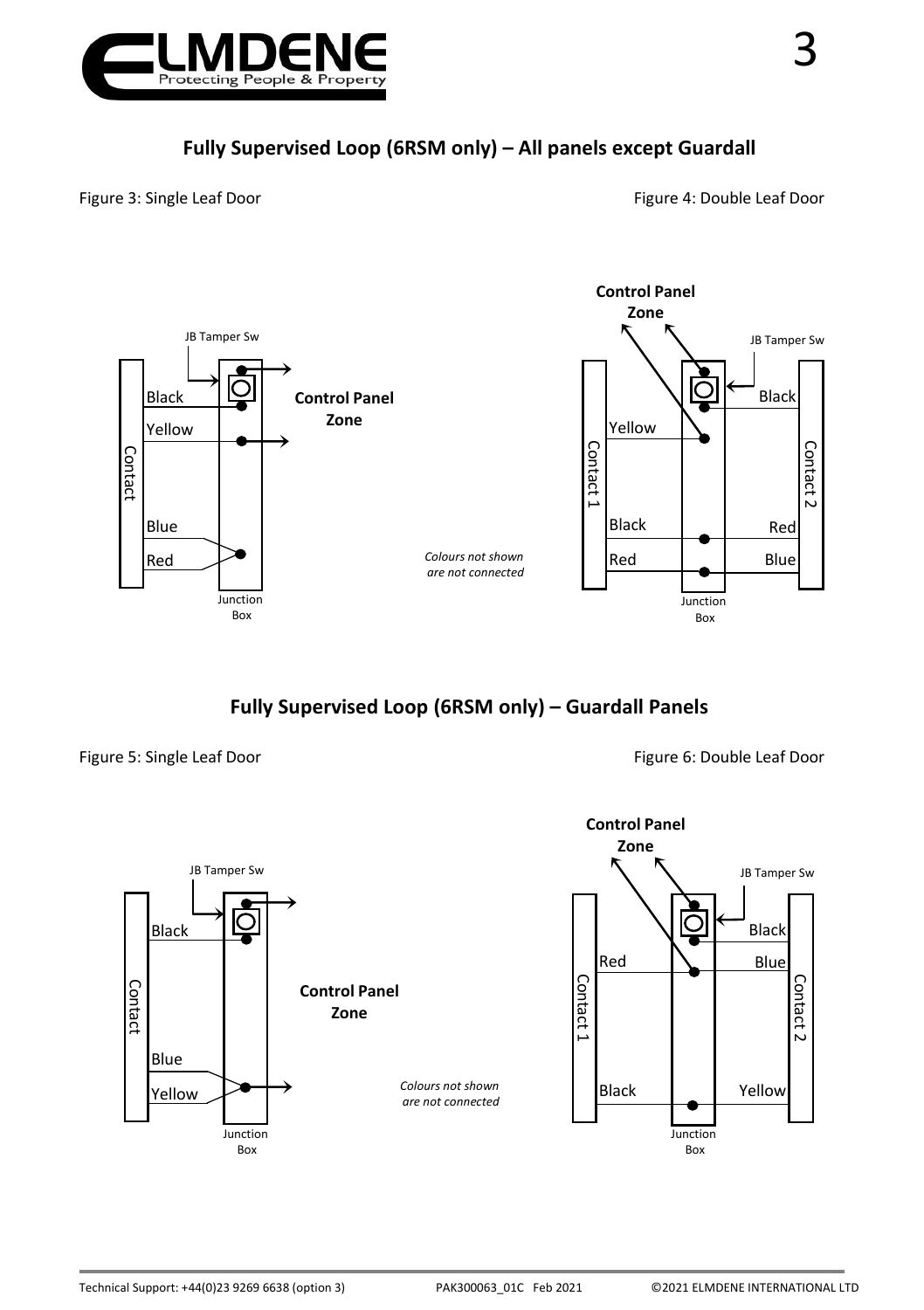## Fully Supervised Loop (6RSM only) – All panels except Guardall

Figure 3: Single Leaf Door

JB Tamper Sw

Black

Yellow

Contact

Blue

Red

Junction Box

**Control Panel Zone**

*Colours not shown are not connected*

Figure 4: Double Leaf Door

**Control Panel Zone**

JB Tamper Sw

Yellow

Contact 1

Black

Red

Black

Contact 2

Red

Blue

Junction Box

## Fully Supervised Loop (6RSM only) – Guardall Panels

Figure 5: Single Leaf Door

JB Tamper Sw

Black

Contact

Blue

Yellow

Junction Box

**Control Panel Zone**

*Colours not shown are not connected*

Figure 6: Double Leaf Door

**Control Panel Zone**

JB Tamper Sw

Red

Contact 1

Black

Black

Blue

Contact 2

Yellow

Junction Box

Technical Support: +44(0)23 9269 6638 (option 3) PAK300063_01C Feb 2021 ©2021 ELMDENE INTERNATIONAL LTD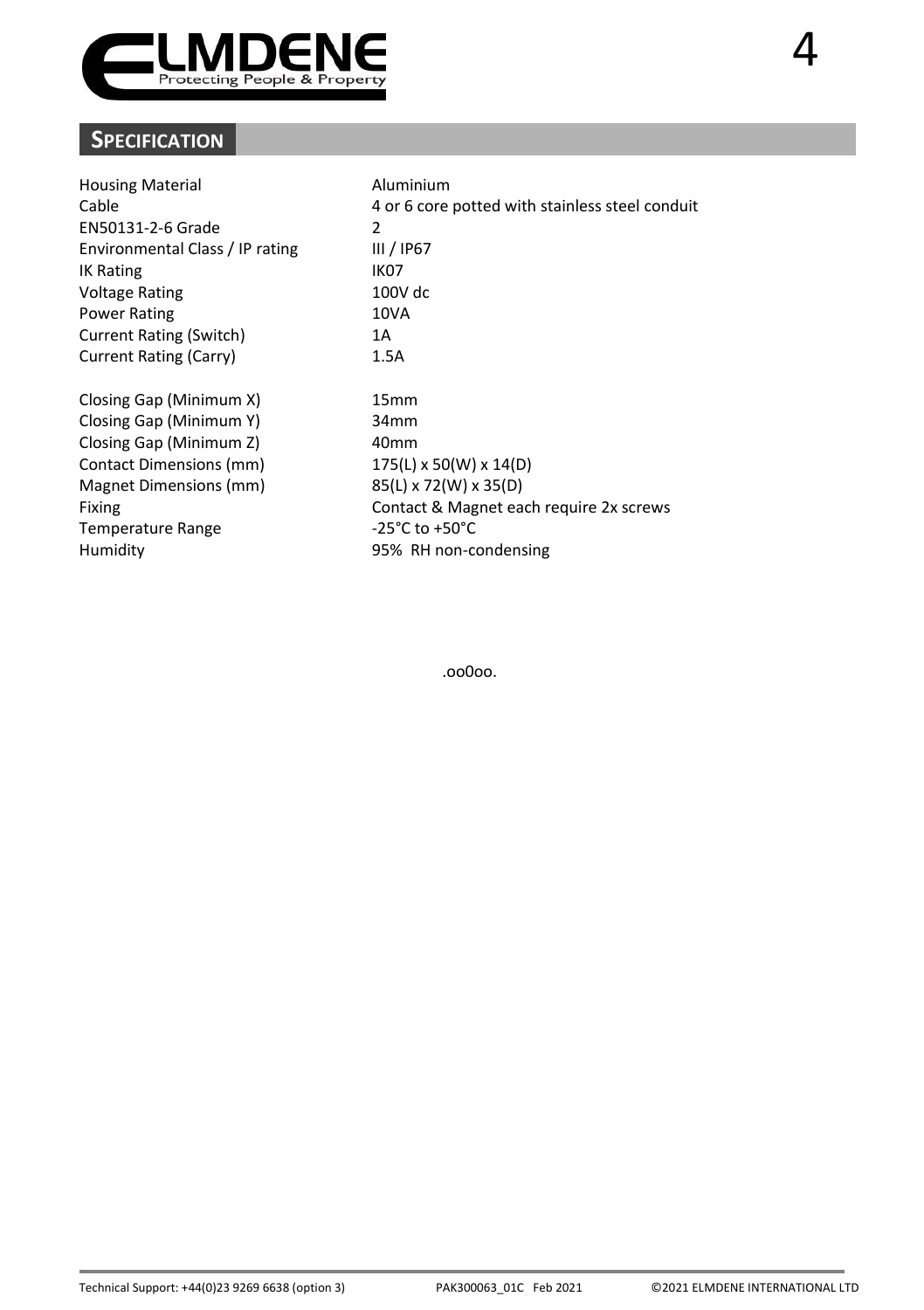## SPECIFICATION

| | |
|---|---|
| Housing Material | Aluminium |
| Cable | 4 or 6 core potted with stainless steel conduit |
| EN50131-2-6 Grade | 2 |
| Environmental Class / IP rating | III / IP67 |
| IK Rating | IK07 |
| Voltage Rating | 100V dc |
| Power Rating | 10VA |
| Current Rating (Switch) | 1A |
| Current Rating (Carry) | 1.5A |
| Closing Gap (Minimum X) | 15mm |
| Closing Gap (Minimum Y) | 34mm |
| Closing Gap (Minimum Z) | 40mm |
| Contact Dimensions (mm) | 175(L) x 50(W) x 14(D) |
| Magnet Dimensions (mm) | 85(L) x 72(W) x 35(D) |
| Fixing | Contact & Magnet each require 2x screws |
| Temperature Range | -25°C to +50°C |
| Humidity | 95% RH non-condensing |

.oo0oo.

Technical Support: +44(0)23 9269 6638 (option 3) PAK300063_01C Feb 2021 ©2021 ELMDENE INTERNATIONAL LTD